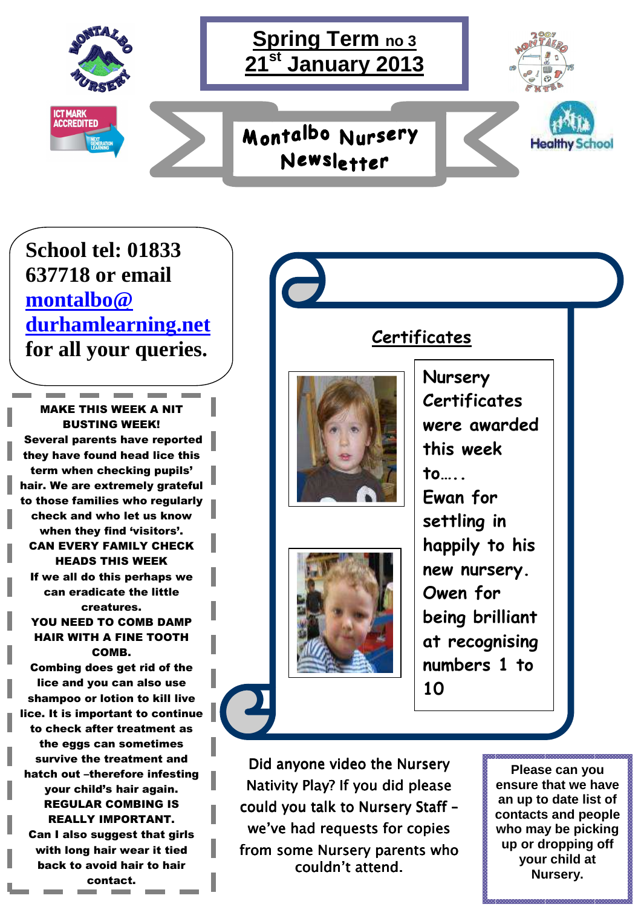# Spring Term no 3
## 21st January 2013

ICT MARK ACCREDITED

# Montalbo Nursery Newsletter

Healthy School

**School tel: 01833 637718 or email montalbo@durhamlearning.net for all your queries.**

**MAKE THIS WEEK A NIT BUSTING WEEK!**

**Several parents have reported they have found head lice this term when checking pupils' hair. We are extremely grateful to those families who regularly check and who let us know when they find 'visitors'.**

**CAN EVERY FAMILY CHECK HEADS THIS WEEK**

**If we all do this perhaps we can eradicate the little creatures.**

**YOU NEED TO COMB DAMP HAIR WITH A FINE TOOTH COMB.**

**Combing does get rid of the lice and you can also use shampoo or lotion to kill live lice. It is important to continue to check after treatment as the eggs can sometimes survive the treatment and hatch out –therefore infesting your child's hair again.**

**REGULAR COMBING IS REALLY IMPORTANT.**

**Can I also suggest that girls with long hair wear it tied back to avoid hair to hair contact.**

## Certificates

Nursery Certificates were awarded this week to…..

Ewan for settling in happily to his new nursery.

Owen for being brilliant at recognising numbers 1 to 10

Did anyone video the Nursery Nativity Play? If you did please could you talk to Nursery Staff – we've had requests for copies from some Nursery parents who couldn't attend.

**Please can you ensure that we have an up to date list of contacts and people who may be picking up or dropping off your child at Nursery.**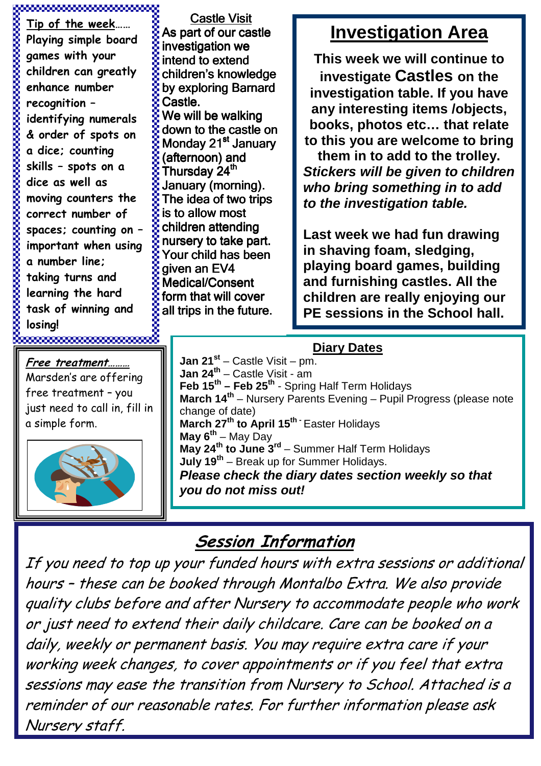**Tip of the week……**
Playing simple board games with your children can greatly enhance number recognition – identifying numerals & order of spots on a dice; counting skills – spots on a dice as well as moving counters the correct number of spaces; counting on – important when using a number line; taking turns and learning the hard task of winning and losing!

## Castle Visit

As part of our castle investigation we intend to extend children's knowledge by exploring Barnard Castle.
We will be walking down to the castle on Monday 21st January (afternoon) and Thursday 24th January (morning). The idea of two trips is to allow most children attending nursery to take part.
Your child has been given an EV4 Medical/Consent form that will cover all trips in the future.

# Investigation Area

**This week we will continue to investigate Castles on the investigation table. If you have any interesting items /objects, books, photos etc… that relate to this you are welcome to bring them in to add to the trolley.** ***Stickers will be given to children who bring something in to add to the investigation table.***

**Last week we had fun drawing in shaving foam, sledging, playing board games, building and furnishing castles. All the children are really enjoying our PE sessions in the School hall.**

***Free treatment………***
Marsden's are offering free treatment – you just need to call in, fill in a simple form.

## Diary Dates

**Jan 21st** – Castle Visit – pm.
**Jan 24th** – Castle Visit - am
**Feb 15th – Feb 25th** - Spring Half Term Holidays
**March 14th** – Nursery Parents Evening – Pupil Progress (please note change of date)
**March 27th to April 15th** - Easter Holidays
**May 6th** – May Day
**May 24th to June 3rd** – Summer Half Term Holidays
**July 19th** – Break up for Summer Holidays.
***Please check the diary dates section weekly so that you do not miss out!***

## Session Information

*If you need to top up your funded hours with extra sessions or additional hours – these can be booked through Montalbo Extra. We also provide quality clubs before and after Nursery to accommodate people who work or just need to extend their daily childcare. Care can be booked on a daily, weekly or permanent basis. You may require extra care if your working week changes, to cover appointments or if you feel that extra sessions may ease the transition from Nursery to School. Attached is a reminder of our reasonable rates. For further information please ask Nursery staff.*